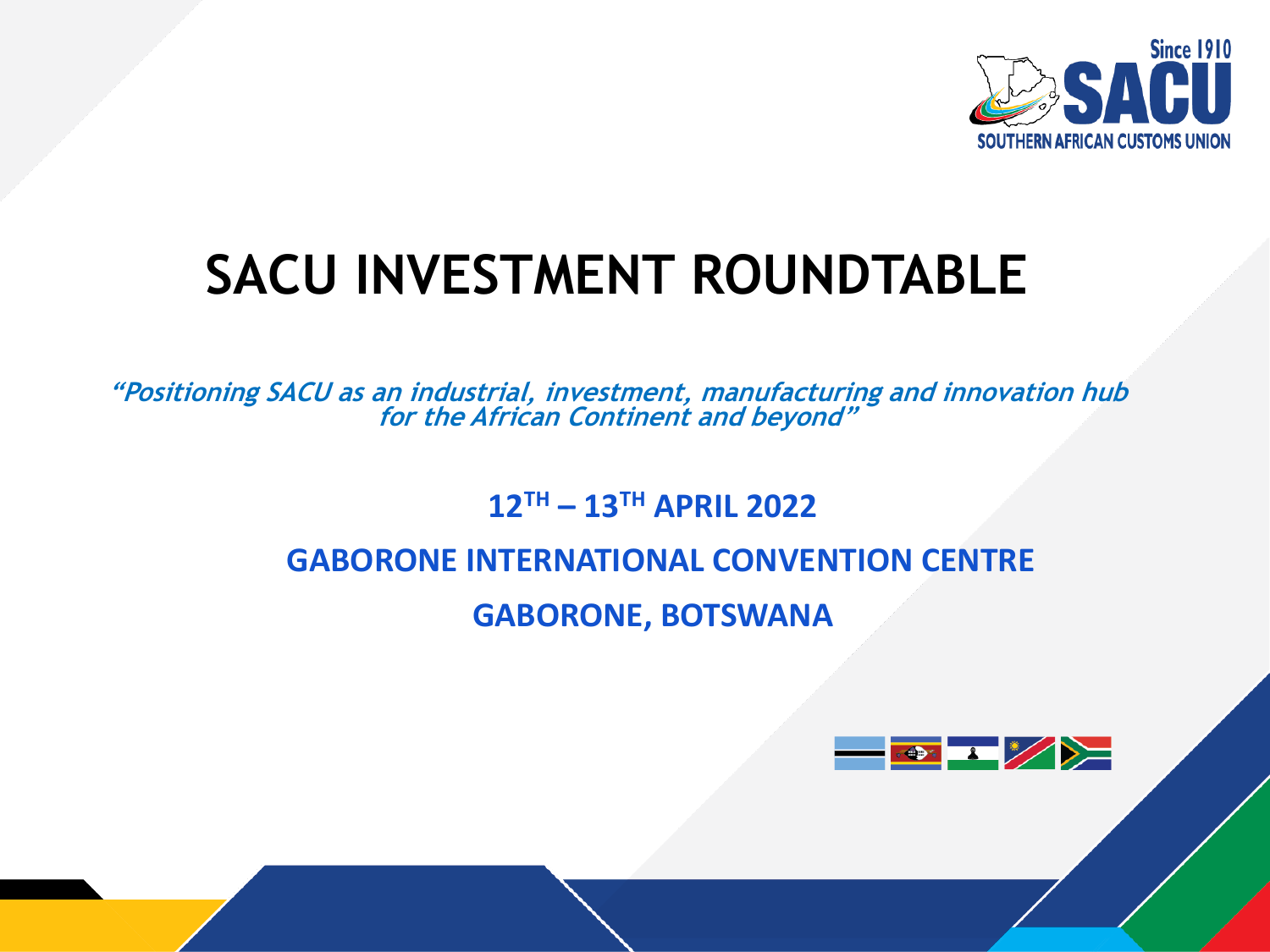Since 1910 SACU SOUTHERN AFRICAN CUSTOMS UNION

# SACU INVESTMENT ROUNDTABLE

***"Positioning SACU as an industrial, investment, manufacturing and innovation hub for the African Continent and beyond"***

**12TH – 13TH APRIL 2022**

**GABORONE INTERNATIONAL CONVENTION CENTRE**

**GABORONE, BOTSWANA**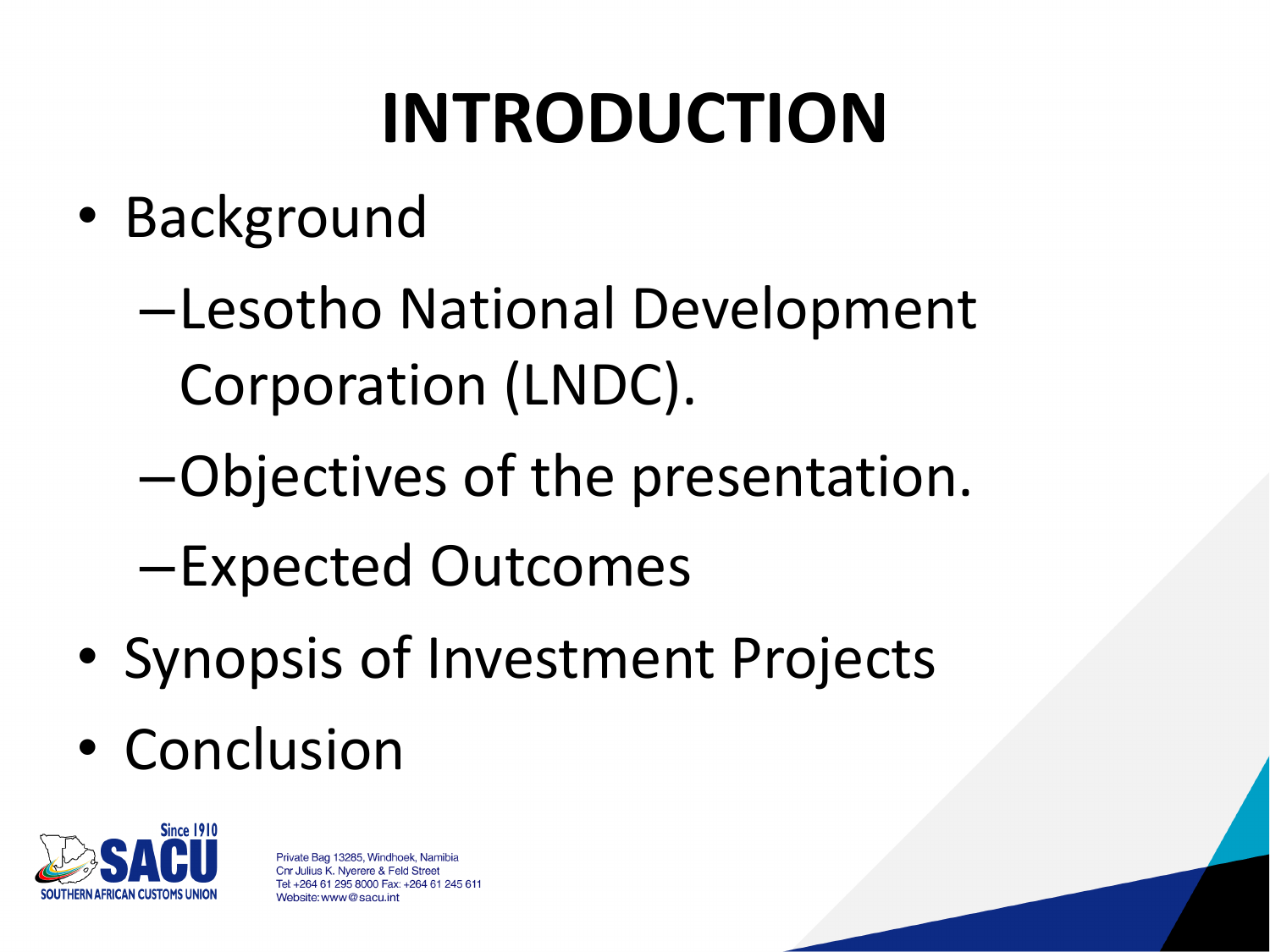# INTRODUCTION

- Background
  - Lesotho National Development Corporation (LNDC).
  - Objectives of the presentation.
  - Expected Outcomes
- Synopsis of Investment Projects
- Conclusion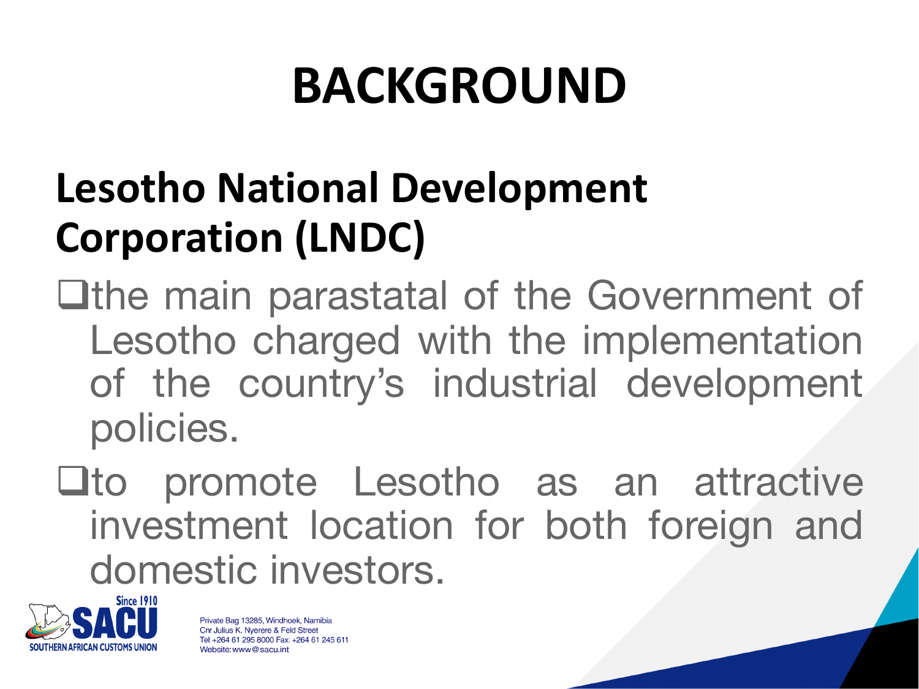# BACKGROUND

## Lesotho National Development Corporation (LNDC)

- the main parastatal of the Government of Lesotho charged with the implementation of the country's industrial development policies.
- to promote Lesotho as an attractive investment location for both foreign and domestic investors.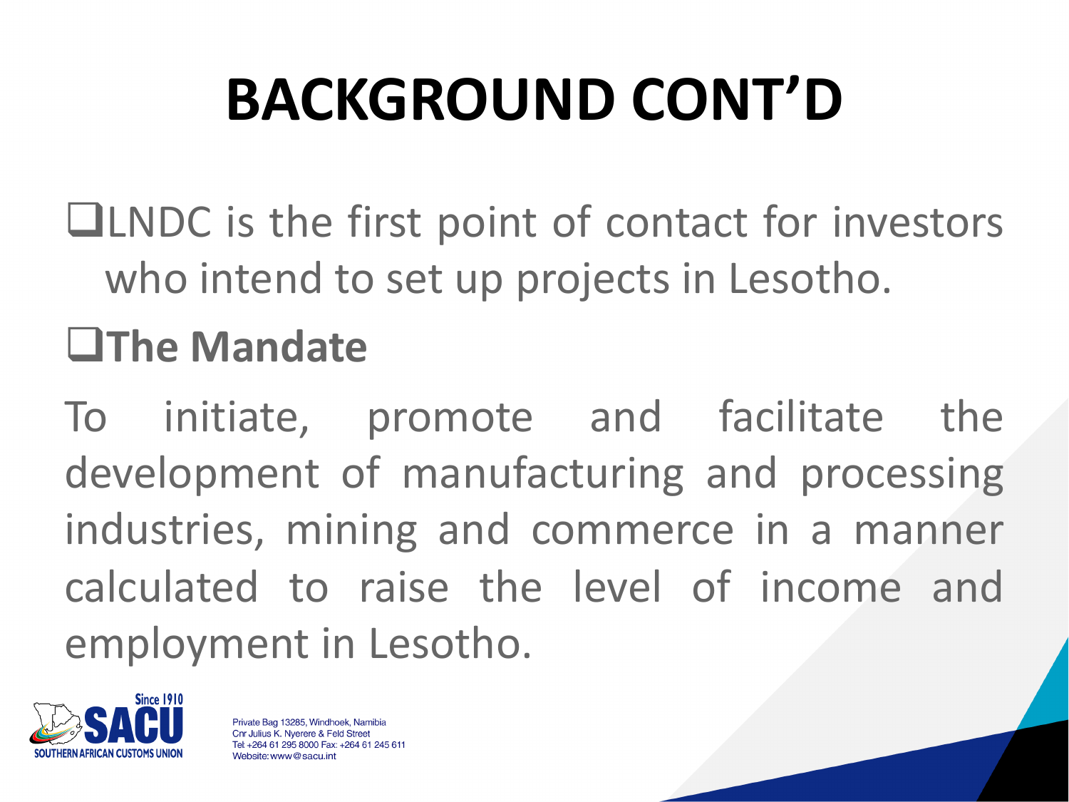# BACKGROUND CONT'D

- LNDC is the first point of contact for investors who intend to set up projects in Lesotho.
- **The Mandate**

To initiate, promote and facilitate the development of manufacturing and processing industries, mining and commerce in a manner calculated to raise the level of income and employment in Lesotho.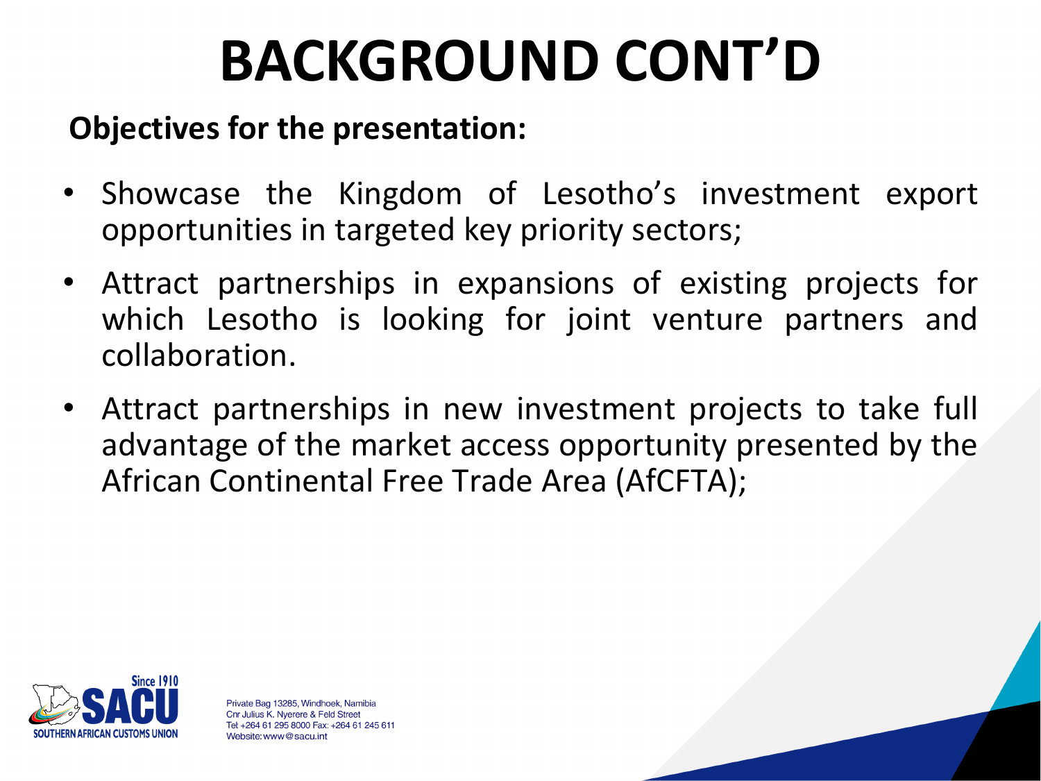# BACKGROUND CONT'D

**Objectives for the presentation:**

- Showcase the Kingdom of Lesotho's investment export opportunities in targeted key priority sectors;
- Attract partnerships in expansions of existing projects for which Lesotho is looking for joint venture partners and collaboration.
- Attract partnerships in new investment projects to take full advantage of the market access opportunity presented by the African Continental Free Trade Area (AfCFTA);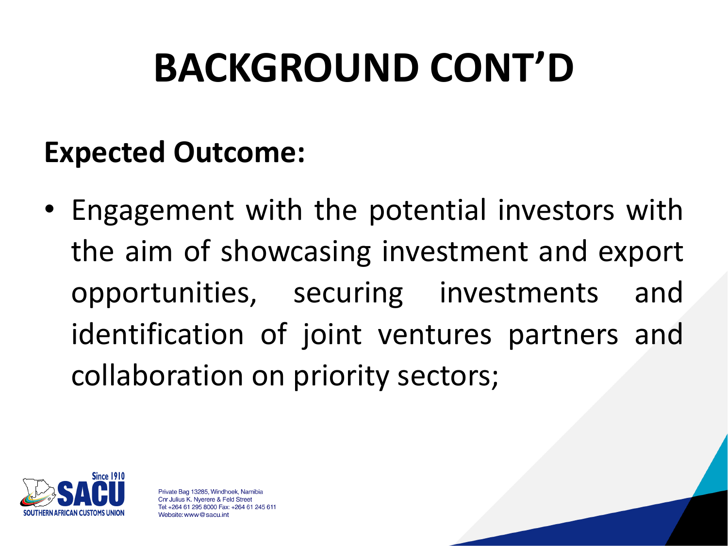# BACKGROUND CONT'D

**Expected Outcome:**

- Engagement with the potential investors with the aim of showcasing investment and export opportunities, securing investments and identification of joint ventures partners and collaboration on priority sectors;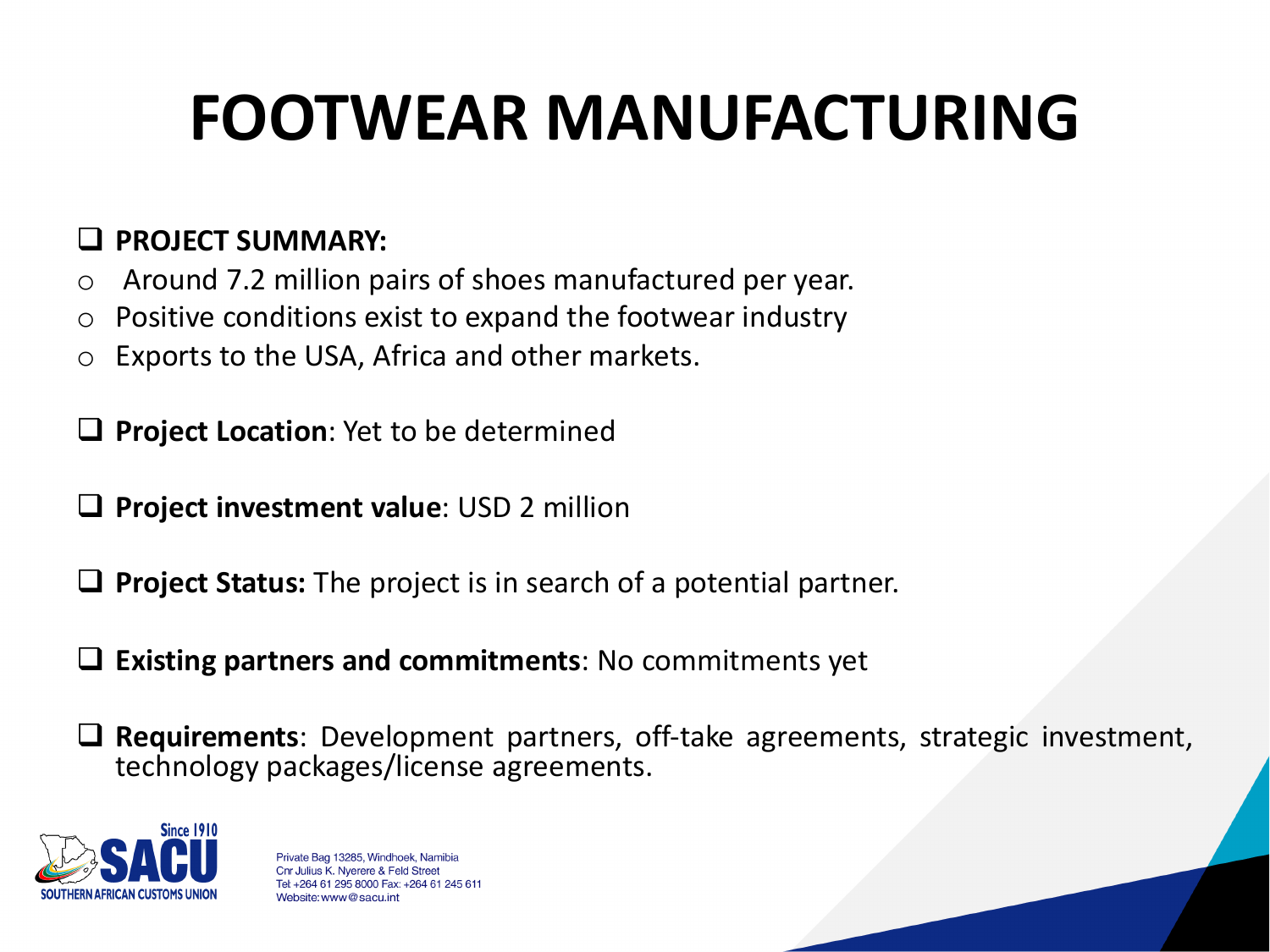# FOOTWEAR MANUFACTURING

- **PROJECT SUMMARY:**
  - Around 7.2 million pairs of shoes manufactured per year.
  - Positive conditions exist to expand the footwear industry
  - Exports to the USA, Africa and other markets.

- **Project Location**: Yet to be determined

- **Project investment value**: USD 2 million

- **Project Status:** The project is in search of a potential partner.

- **Existing partners and commitments**: No commitments yet

- **Requirements**: Development partners, off-take agreements, strategic investment, technology packages/license agreements.

Since 1910
SACU
SOUTHERN AFRICAN CUSTOMS UNION

Private Bag 13285, Windhoek, Namibia
Cnr Julius K. Nyerere & Feld Street
Tel: +264 61 295 8000 Fax: +264 61 245 611
Website: www@sacu.int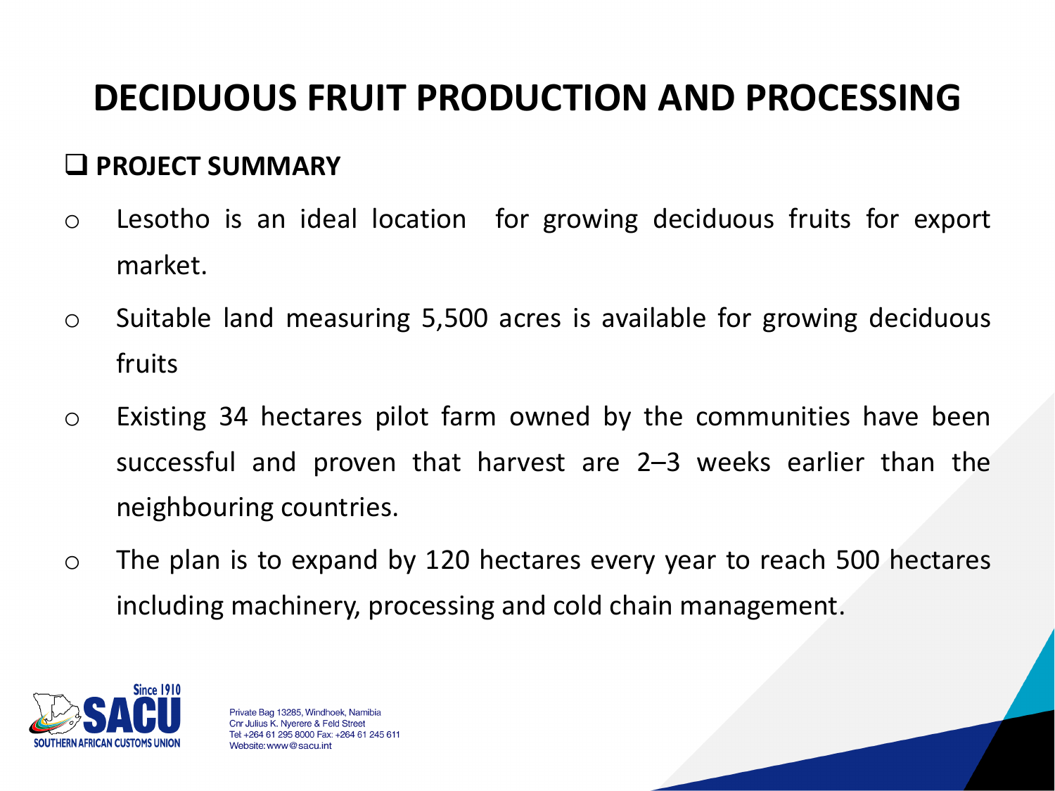# DECIDUOUS FRUIT PRODUCTION AND PROCESSING

## PROJECT SUMMARY

- Lesotho is an ideal location for growing deciduous fruits for export market.
- Suitable land measuring 5,500 acres is available for growing deciduous fruits
- Existing 34 hectares pilot farm owned by the communities have been successful and proven that harvest are 2–3 weeks earlier than the neighbouring countries.
- The plan is to expand by 120 hectares every year to reach 500 hectares including machinery, processing and cold chain management.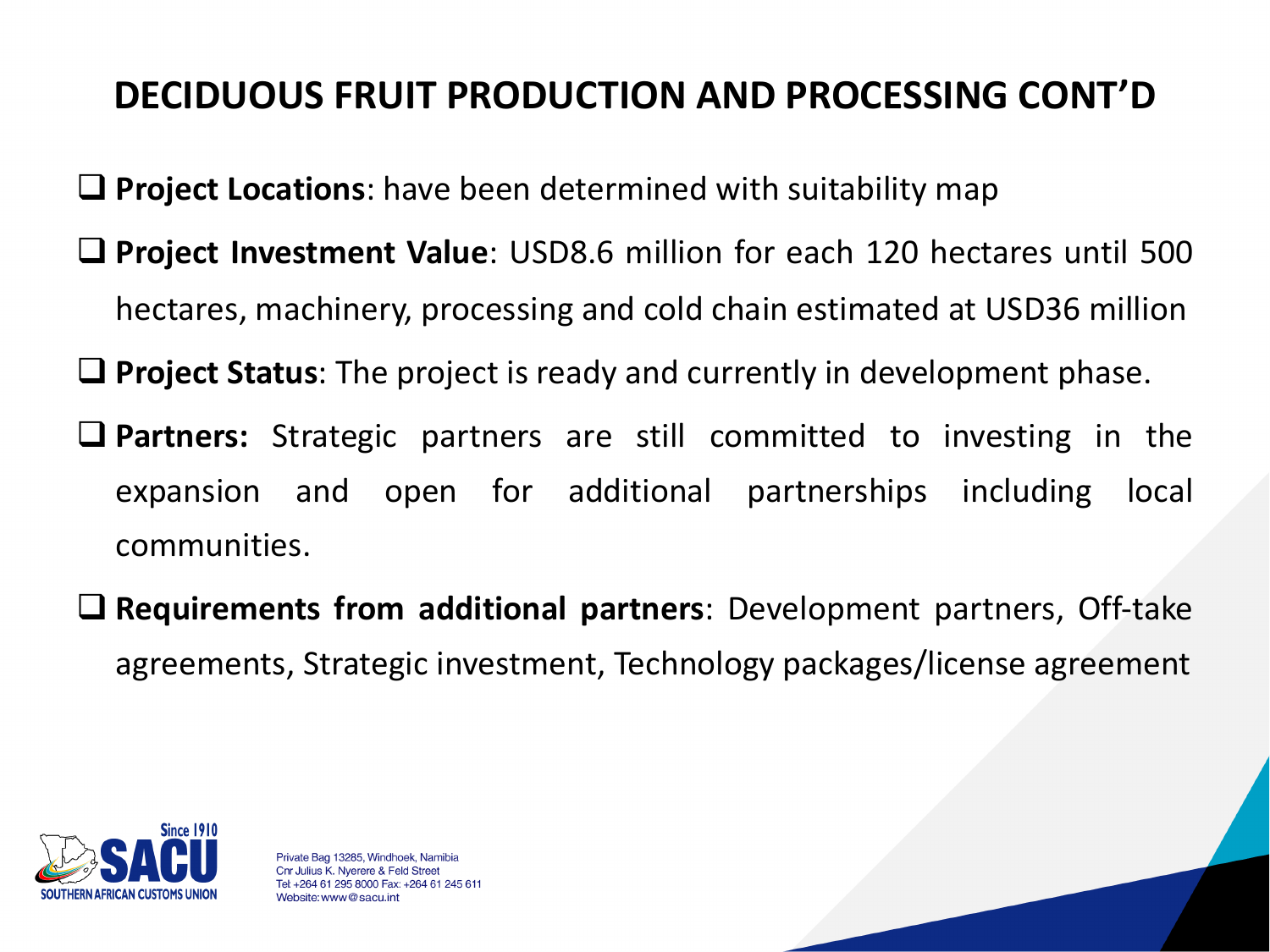# DECIDUOUS FRUIT PRODUCTION AND PROCESSING CONT'D

- **Project Locations**: have been determined with suitability map
- **Project Investment Value**: USD8.6 million for each 120 hectares until 500 hectares, machinery, processing and cold chain estimated at USD36 million
- **Project Status**: The project is ready and currently in development phase.
- **Partners:** Strategic partners are still committed to investing in the expansion and open for additional partnerships including local communities.
- **Requirements from additional partners**: Development partners, Off-take agreements, Strategic investment, Technology packages/license agreement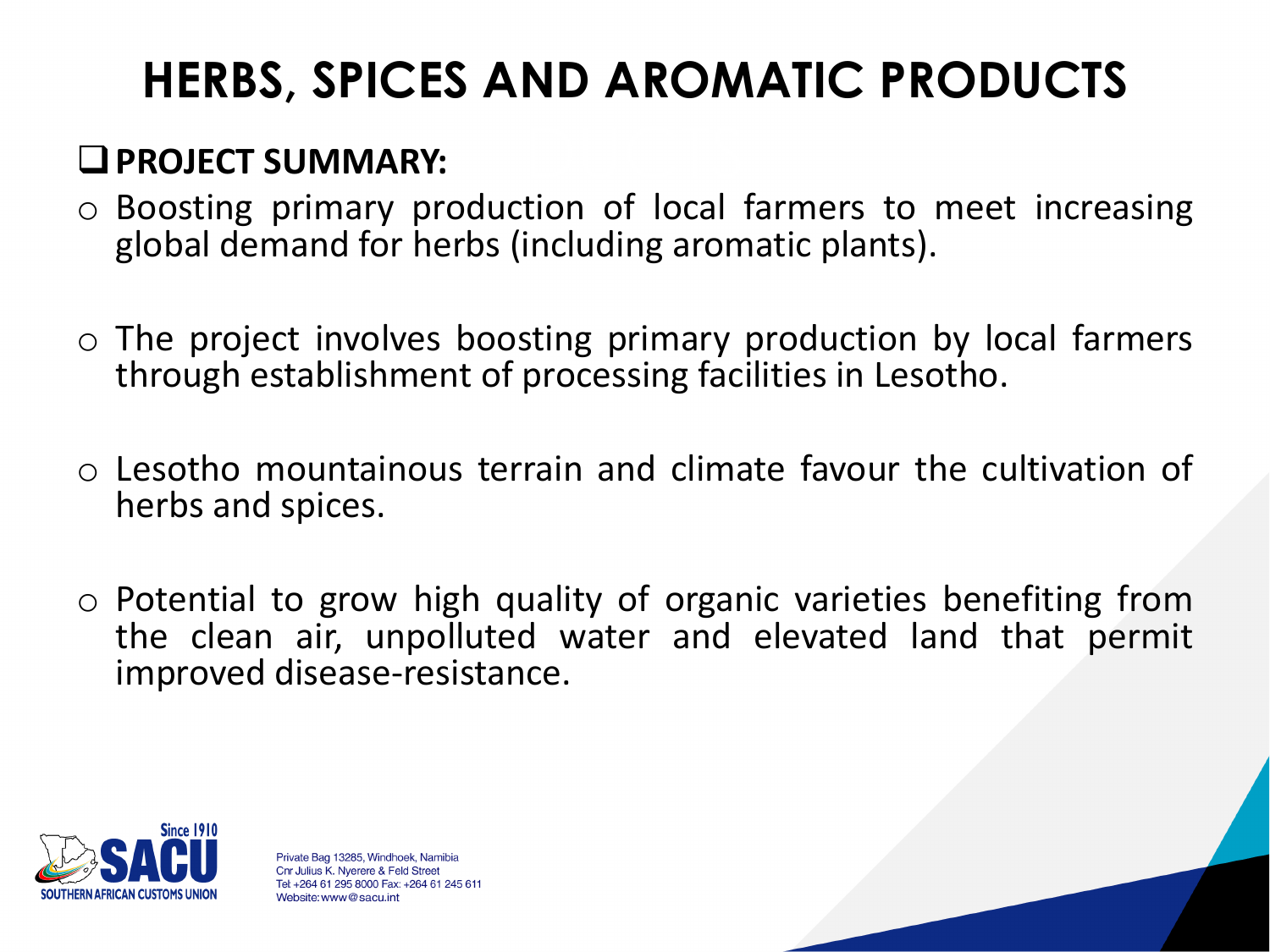# HERBS, SPICES AND AROMATIC PRODUCTS

## PROJECT SUMMARY:

- Boosting primary production of local farmers to meet increasing global demand for herbs (including aromatic plants).
- The project involves boosting primary production by local farmers through establishment of processing facilities in Lesotho.
- Lesotho mountainous terrain and climate favour the cultivation of herbs and spices.
- Potential to grow high quality of organic varieties benefiting from the clean air, unpolluted water and elevated land that permit improved disease-resistance.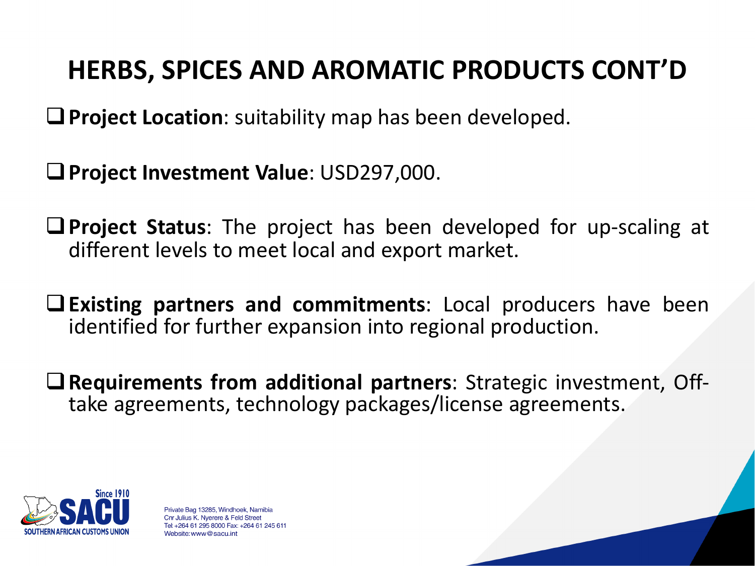# HERBS, SPICES AND AROMATIC PRODUCTS CONT'D

- **Project Location**: suitability map has been developed.

- **Project Investment Value**: USD297,000.

- **Project Status**: The project has been developed for up-scaling at different levels to meet local and export market.

- **Existing partners and commitments**: Local producers have been identified for further expansion into regional production.

- **Requirements from additional partners**: Strategic investment, Off-take agreements, technology packages/license agreements.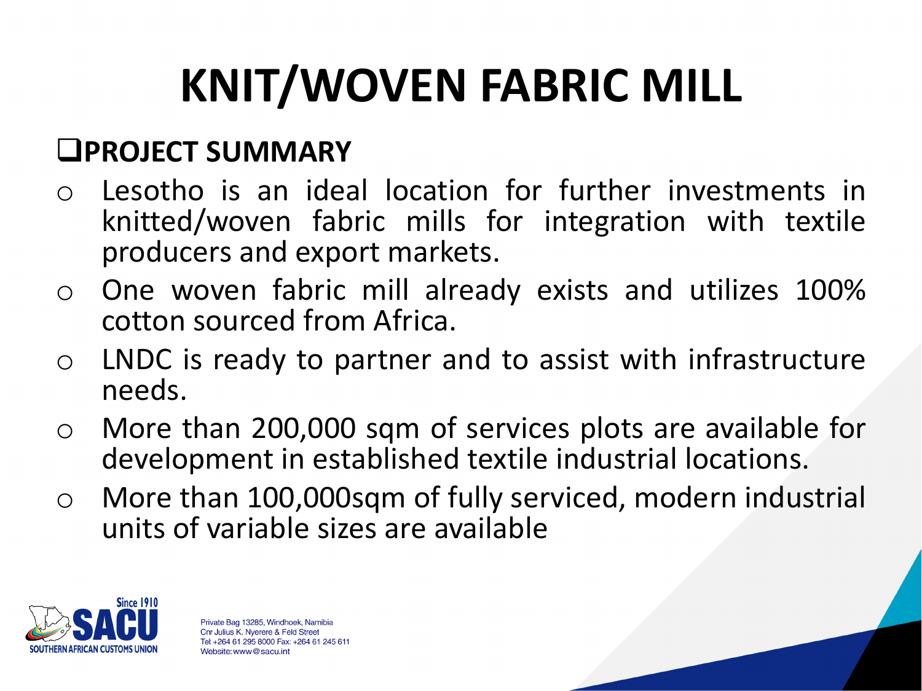# KNIT/WOVEN FABRIC MILL

## PROJECT SUMMARY

- Lesotho is an ideal location for further investments in knitted/woven fabric mills for integration with textile producers and export markets.
- One woven fabric mill already exists and utilizes 100% cotton sourced from Africa.
- LNDC is ready to partner and to assist with infrastructure needs.
- More than 200,000 sqm of services plots are available for development in established textile industrial locations.
- More than 100,000sqm of fully serviced, modern industrial units of variable sizes are available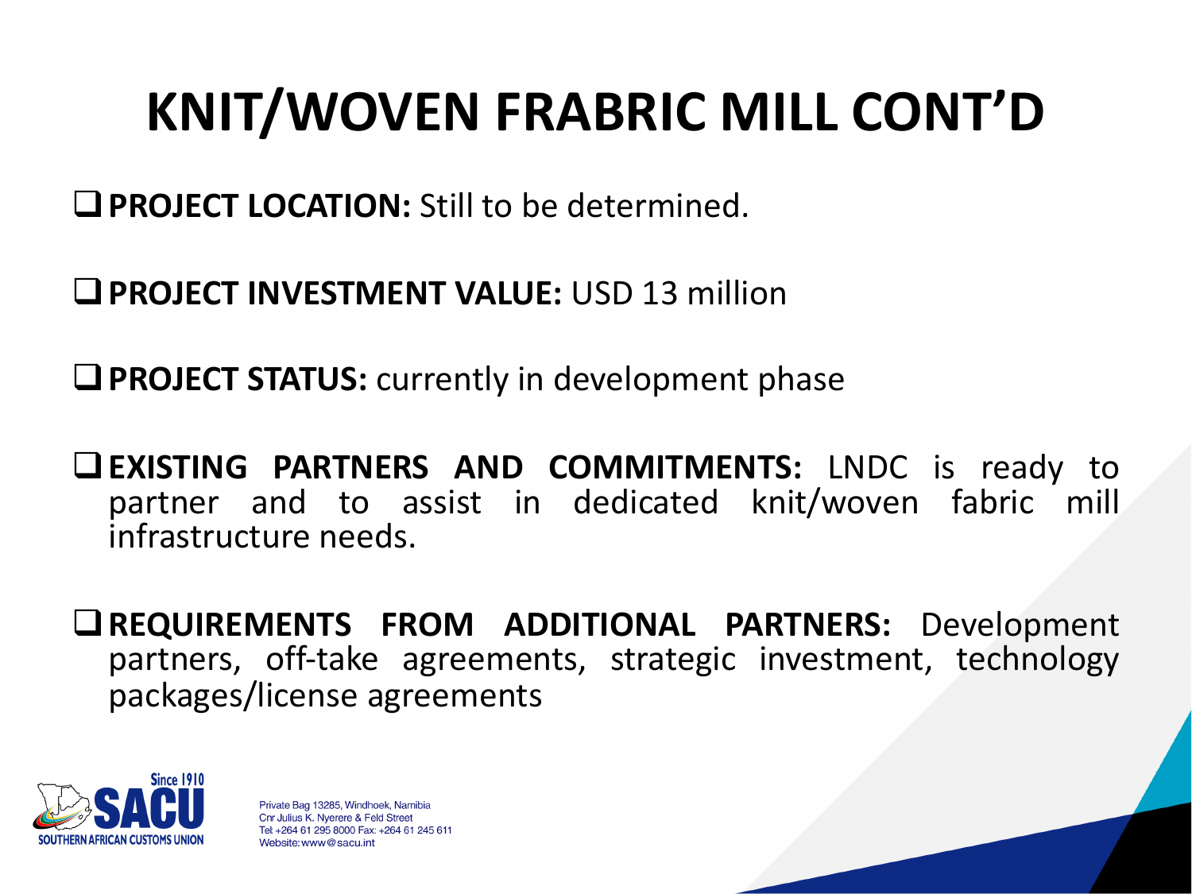# KNIT/WOVEN FRABRIC MILL CONT'D

- **PROJECT LOCATION:** Still to be determined.

- **PROJECT INVESTMENT VALUE:** USD 13 million

- **PROJECT STATUS:** currently in development phase

- **EXISTING PARTNERS AND COMMITMENTS:** LNDC is ready to partner and to assist in dedicated knit/woven fabric mill infrastructure needs.

- **REQUIREMENTS FROM ADDITIONAL PARTNERS:** Development partners, off-take agreements, strategic investment, technology packages/license agreements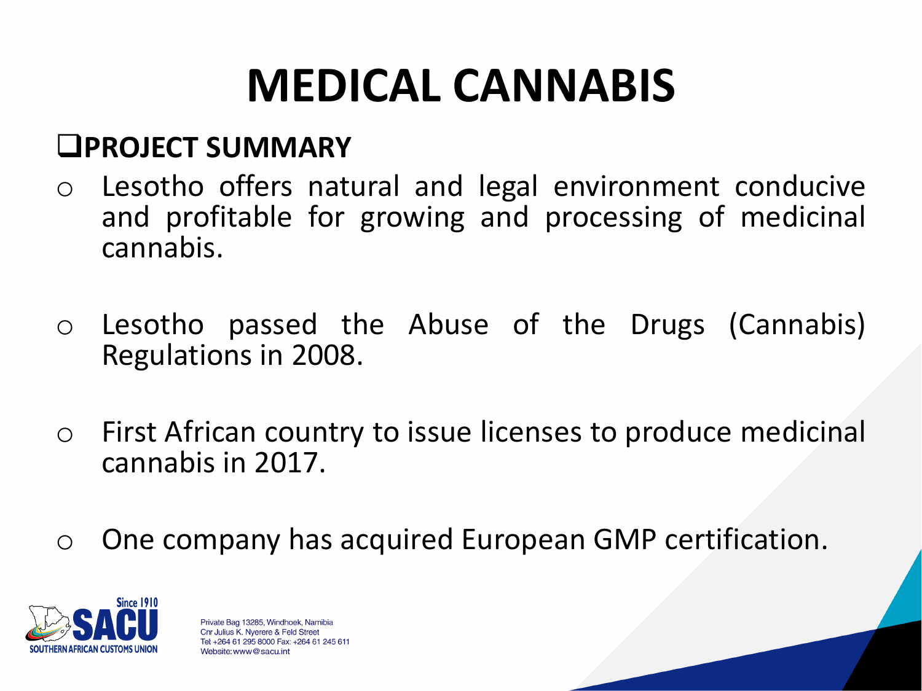# MEDICAL CANNABIS

## PROJECT SUMMARY

- Lesotho offers natural and legal environment conducive and profitable for growing and processing of medicinal cannabis.
- Lesotho passed the Abuse of the Drugs (Cannabis) Regulations in 2008.
- First African country to issue licenses to produce medicinal cannabis in 2017.
- One company has acquired European GMP certification.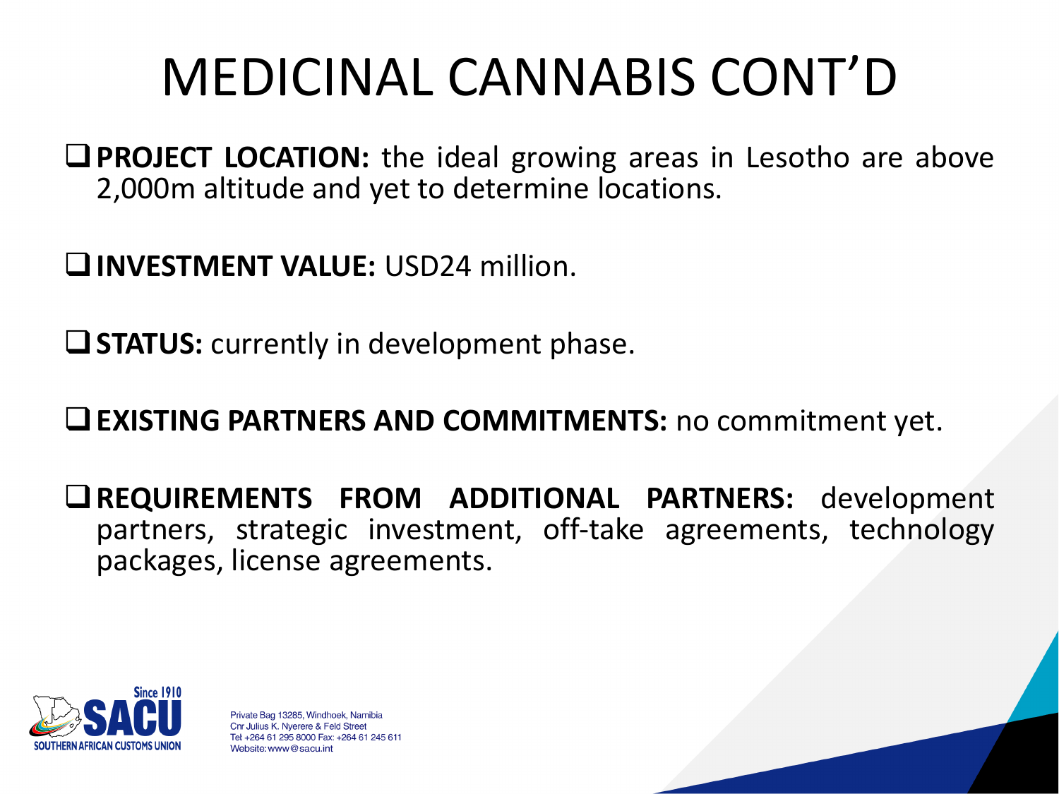# MEDICINAL CANNABIS CONT'D

- **PROJECT LOCATION:** the ideal growing areas in Lesotho are above 2,000m altitude and yet to determine locations.
- **INVESTMENT VALUE:** USD24 million.
- **STATUS:** currently in development phase.
- **EXISTING PARTNERS AND COMMITMENTS:** no commitment yet.
- **REQUIREMENTS FROM ADDITIONAL PARTNERS:** development partners, strategic investment, off-take agreements, technology packages, license agreements.

Since 1910
SACU
SOUTHERN AFRICAN CUSTOMS UNION

Private Bag 13285, Windhoek, Namibia
Cnr Julius K. Nyerere & Feld Street
Tel: +264 61 295 8000 Fax: +264 61 245 611
Website: www@sacu.int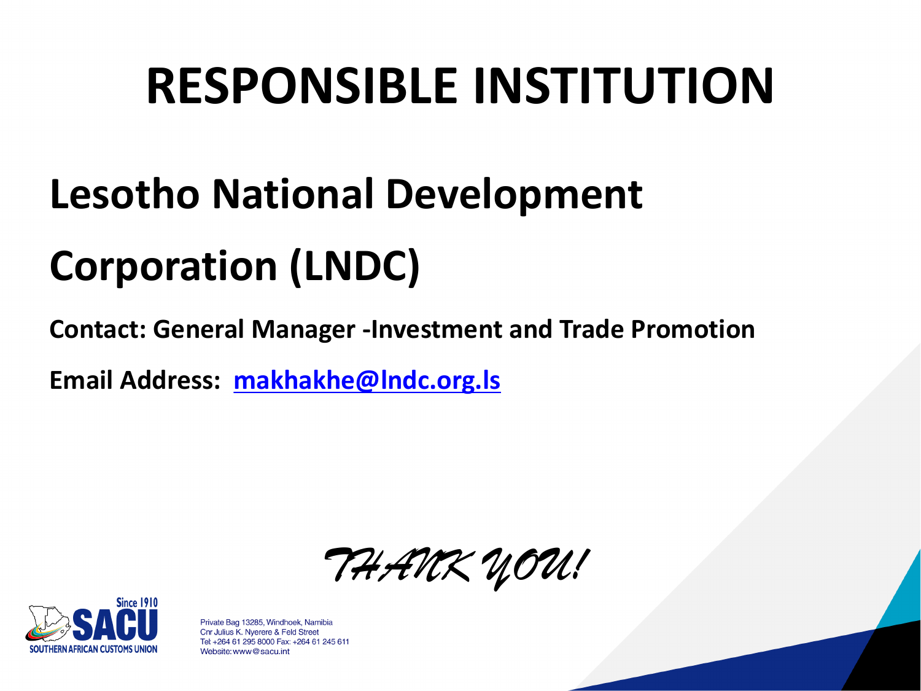# RESPONSIBLE INSTITUTION

## Lesotho National Development Corporation (LNDC)

**Contact: General Manager -Investment and Trade Promotion**

**Email Address: makhakhe@lndc.org.ls**

*THANK YOU!*

Since 1910
SACU
SOUTHERN AFRICAN CUSTOMS UNION

Private Bag 13285, Windhoek, Namibia
Cnr Julius K. Nyerere & Feld Street
Tel: +264 61 295 8000 Fax: +264 61 245 611
Website: www@sacu.int